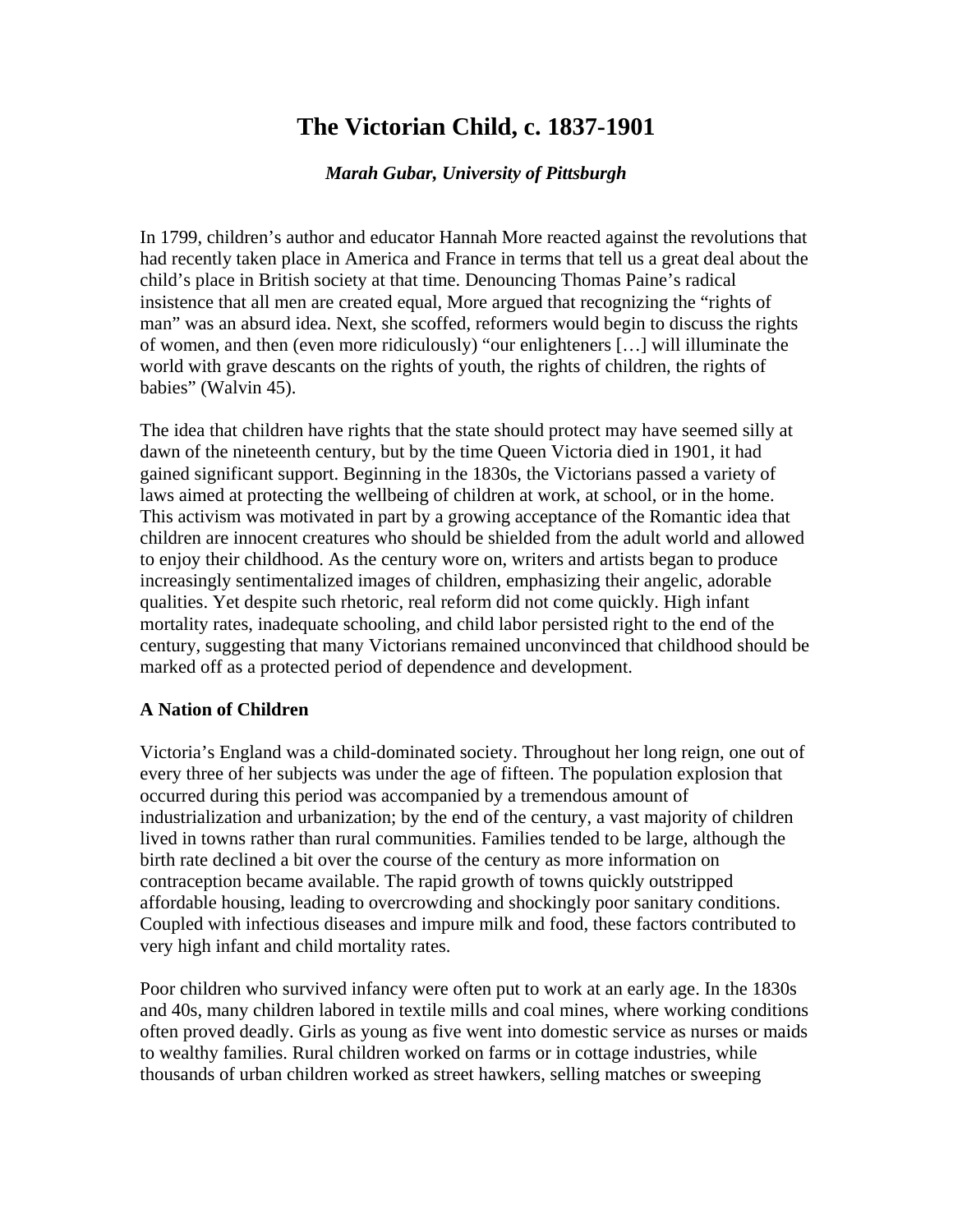# The Victorian Child, c. 1837-1901

***Marah Gubar, University of Pittsburgh***

In 1799, children's author and educator Hannah More reacted against the revolutions that had recently taken place in America and France in terms that tell us a great deal about the child's place in British society at that time. Denouncing Thomas Paine's radical insistence that all men are created equal, More argued that recognizing the "rights of man" was an absurd idea. Next, she scoffed, reformers would begin to discuss the rights of women, and then (even more ridiculously) "our enlighteners […] will illuminate the world with grave descants on the rights of youth, the rights of children, the rights of babies" (Walvin 45).

The idea that children have rights that the state should protect may have seemed silly at dawn of the nineteenth century, but by the time Queen Victoria died in 1901, it had gained significant support. Beginning in the 1830s, the Victorians passed a variety of laws aimed at protecting the wellbeing of children at work, at school, or in the home. This activism was motivated in part by a growing acceptance of the Romantic idea that children are innocent creatures who should be shielded from the adult world and allowed to enjoy their childhood. As the century wore on, writers and artists began to produce increasingly sentimentalized images of children, emphasizing their angelic, adorable qualities. Yet despite such rhetoric, real reform did not come quickly. High infant mortality rates, inadequate schooling, and child labor persisted right to the end of the century, suggesting that many Victorians remained unconvinced that childhood should be marked off as a protected period of dependence and development.

**A Nation of Children**

Victoria's England was a child-dominated society. Throughout her long reign, one out of every three of her subjects was under the age of fifteen. The population explosion that occurred during this period was accompanied by a tremendous amount of industrialization and urbanization; by the end of the century, a vast majority of children lived in towns rather than rural communities. Families tended to be large, although the birth rate declined a bit over the course of the century as more information on contraception became available. The rapid growth of towns quickly outstripped affordable housing, leading to overcrowding and shockingly poor sanitary conditions. Coupled with infectious diseases and impure milk and food, these factors contributed to very high infant and child mortality rates.

Poor children who survived infancy were often put to work at an early age. In the 1830s and 40s, many children labored in textile mills and coal mines, where working conditions often proved deadly. Girls as young as five went into domestic service as nurses or maids to wealthy families. Rural children worked on farms or in cottage industries, while thousands of urban children worked as street hawkers, selling matches or sweeping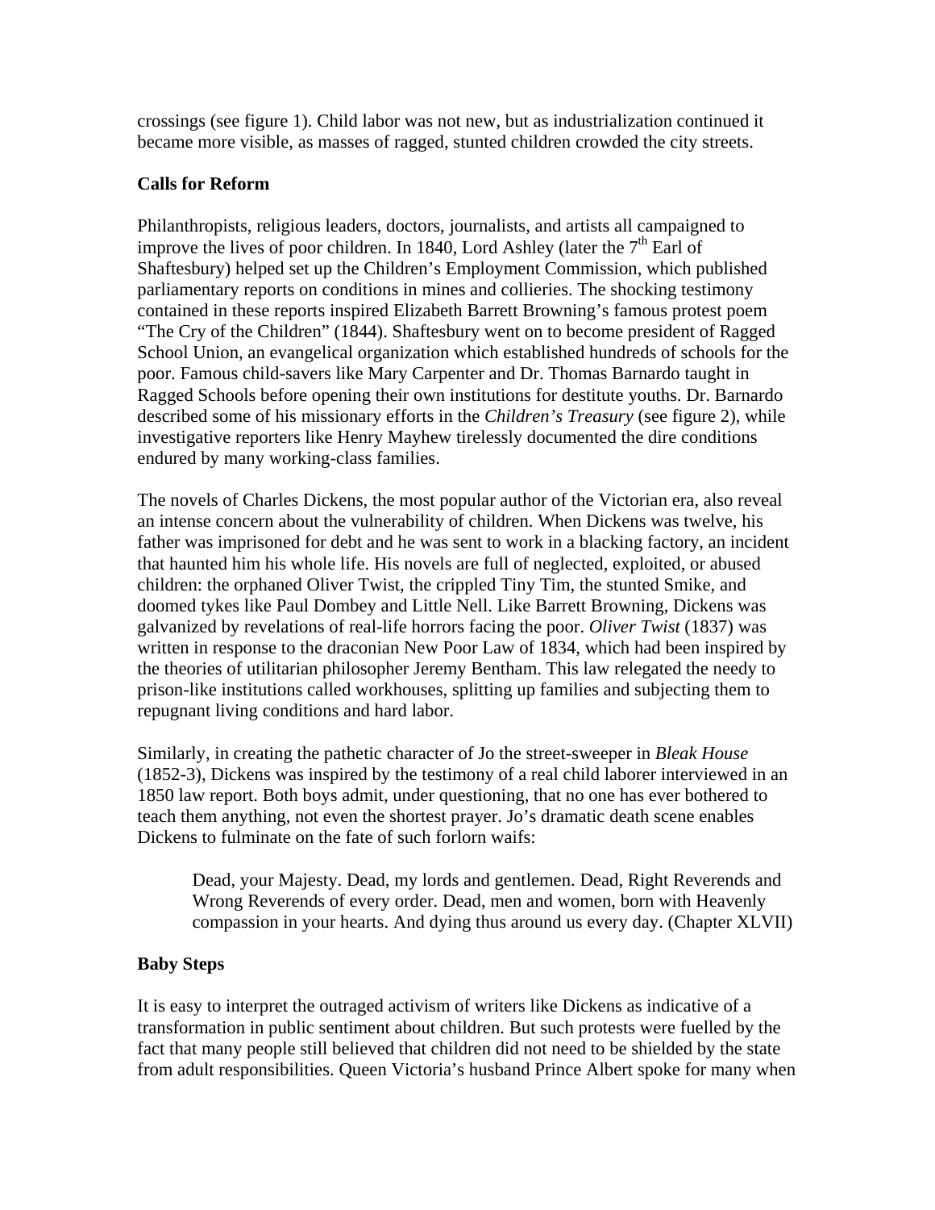crossings (see figure 1). Child labor was not new, but as industrialization continued it became more visible, as masses of ragged, stunted children crowded the city streets.

**Calls for Reform**

Philanthropists, religious leaders, doctors, journalists, and artists all campaigned to improve the lives of poor children. In 1840, Lord Ashley (later the 7th Earl of Shaftesbury) helped set up the Children's Employment Commission, which published parliamentary reports on conditions in mines and collieries. The shocking testimony contained in these reports inspired Elizabeth Barrett Browning's famous protest poem "The Cry of the Children" (1844). Shaftesbury went on to become president of Ragged School Union, an evangelical organization which established hundreds of schools for the poor. Famous child-savers like Mary Carpenter and Dr. Thomas Barnardo taught in Ragged Schools before opening their own institutions for destitute youths. Dr. Barnardo described some of his missionary efforts in the *Children's Treasury* (see figure 2), while investigative reporters like Henry Mayhew tirelessly documented the dire conditions endured by many working-class families.

The novels of Charles Dickens, the most popular author of the Victorian era, also reveal an intense concern about the vulnerability of children. When Dickens was twelve, his father was imprisoned for debt and he was sent to work in a blacking factory, an incident that haunted him his whole life. His novels are full of neglected, exploited, or abused children: the orphaned Oliver Twist, the crippled Tiny Tim, the stunted Smike, and doomed tykes like Paul Dombey and Little Nell. Like Barrett Browning, Dickens was galvanized by revelations of real-life horrors facing the poor. *Oliver Twist* (1837) was written in response to the draconian New Poor Law of 1834, which had been inspired by the theories of utilitarian philosopher Jeremy Bentham. This law relegated the needy to prison-like institutions called workhouses, splitting up families and subjecting them to repugnant living conditions and hard labor.

Similarly, in creating the pathetic character of Jo the street-sweeper in *Bleak House* (1852-3), Dickens was inspired by the testimony of a real child laborer interviewed in an 1850 law report. Both boys admit, under questioning, that no one has ever bothered to teach them anything, not even the shortest prayer. Jo's dramatic death scene enables Dickens to fulminate on the fate of such forlorn waifs:

> Dead, your Majesty. Dead, my lords and gentlemen. Dead, Right Reverends and Wrong Reverends of every order. Dead, men and women, born with Heavenly compassion in your hearts. And dying thus around us every day. (Chapter XLVII)

**Baby Steps**

It is easy to interpret the outraged activism of writers like Dickens as indicative of a transformation in public sentiment about children. But such protests were fuelled by the fact that many people still believed that children did not need to be shielded by the state from adult responsibilities. Queen Victoria's husband Prince Albert spoke for many when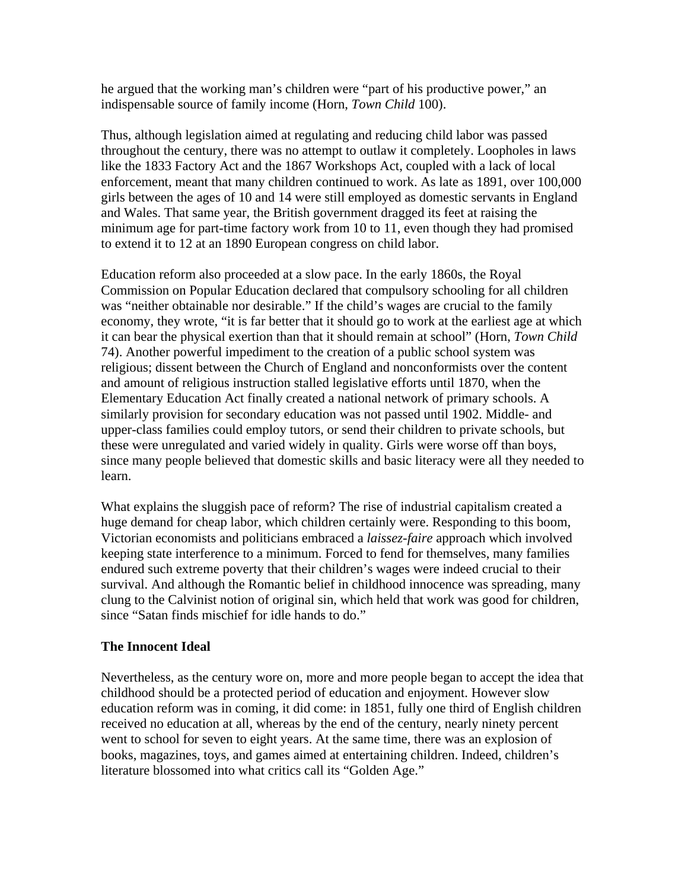he argued that the working man's children were "part of his productive power," an indispensable source of family income (Horn, *Town Child* 100).

Thus, although legislation aimed at regulating and reducing child labor was passed throughout the century, there was no attempt to outlaw it completely. Loopholes in laws like the 1833 Factory Act and the 1867 Workshops Act, coupled with a lack of local enforcement, meant that many children continued to work. As late as 1891, over 100,000 girls between the ages of 10 and 14 were still employed as domestic servants in England and Wales. That same year, the British government dragged its feet at raising the minimum age for part-time factory work from 10 to 11, even though they had promised to extend it to 12 at an 1890 European congress on child labor.

Education reform also proceeded at a slow pace. In the early 1860s, the Royal Commission on Popular Education declared that compulsory schooling for all children was "neither obtainable nor desirable." If the child's wages are crucial to the family economy, they wrote, "it is far better that it should go to work at the earliest age at which it can bear the physical exertion than that it should remain at school" (Horn, *Town Child* 74). Another powerful impediment to the creation of a public school system was religious; dissent between the Church of England and nonconformists over the content and amount of religious instruction stalled legislative efforts until 1870, when the Elementary Education Act finally created a national network of primary schools. A similarly provision for secondary education was not passed until 1902. Middle- and upper-class families could employ tutors, or send their children to private schools, but these were unregulated and varied widely in quality. Girls were worse off than boys, since many people believed that domestic skills and basic literacy were all they needed to learn.

What explains the sluggish pace of reform? The rise of industrial capitalism created a huge demand for cheap labor, which children certainly were. Responding to this boom, Victorian economists and politicians embraced a *laissez-faire* approach which involved keeping state interference to a minimum. Forced to fend for themselves, many families endured such extreme poverty that their children's wages were indeed crucial to their survival. And although the Romantic belief in childhood innocence was spreading, many clung to the Calvinist notion of original sin, which held that work was good for children, since "Satan finds mischief for idle hands to do."

**The Innocent Ideal**

Nevertheless, as the century wore on, more and more people began to accept the idea that childhood should be a protected period of education and enjoyment. However slow education reform was in coming, it did come: in 1851, fully one third of English children received no education at all, whereas by the end of the century, nearly ninety percent went to school for seven to eight years. At the same time, there was an explosion of books, magazines, toys, and games aimed at entertaining children. Indeed, children's literature blossomed into what critics call its "Golden Age."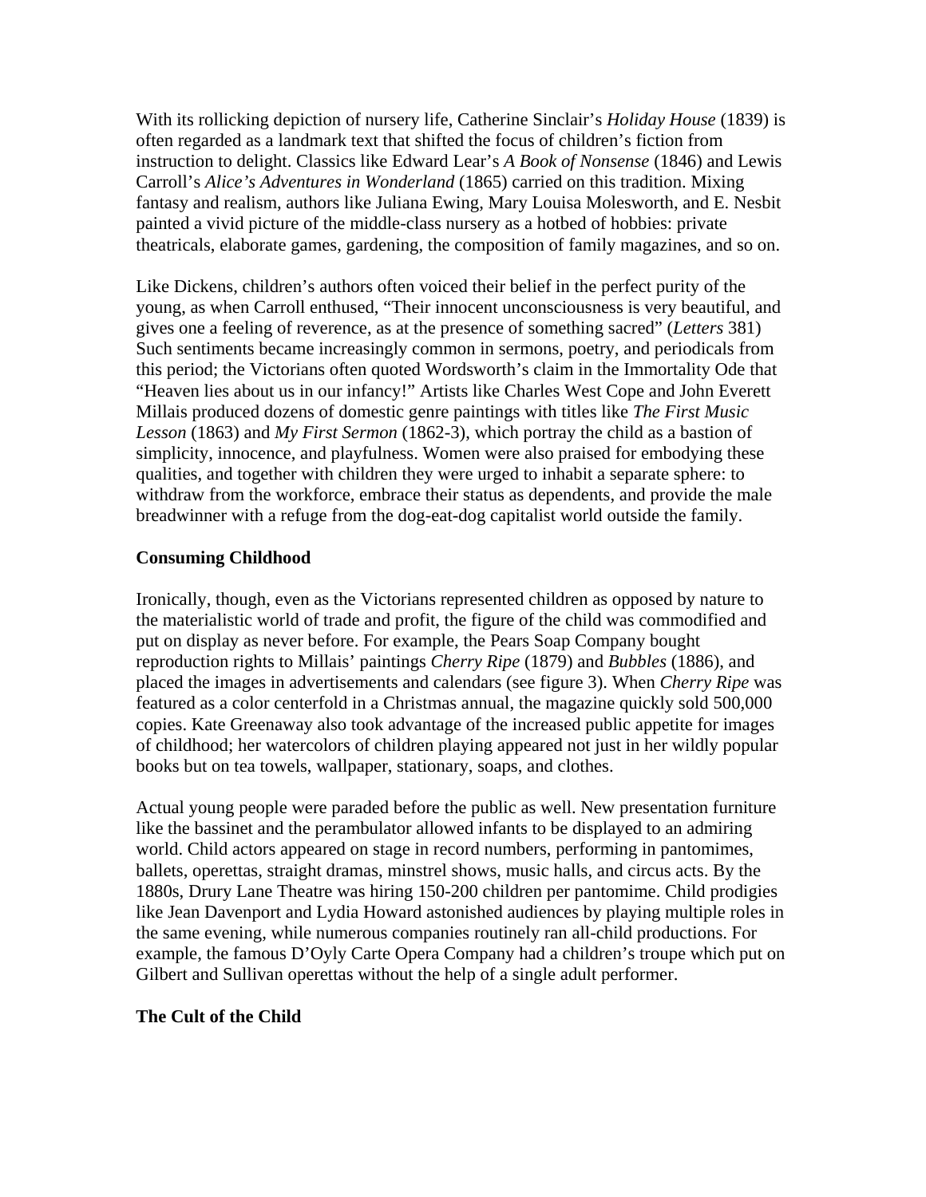With its rollicking depiction of nursery life, Catherine Sinclair's *Holiday House* (1839) is often regarded as a landmark text that shifted the focus of children's fiction from instruction to delight. Classics like Edward Lear's *A Book of Nonsense* (1846) and Lewis Carroll's *Alice's Adventures in Wonderland* (1865) carried on this tradition. Mixing fantasy and realism, authors like Juliana Ewing, Mary Louisa Molesworth, and E. Nesbit painted a vivid picture of the middle-class nursery as a hotbed of hobbies: private theatricals, elaborate games, gardening, the composition of family magazines, and so on.

Like Dickens, children's authors often voiced their belief in the perfect purity of the young, as when Carroll enthused, "Their innocent unconsciousness is very beautiful, and gives one a feeling of reverence, as at the presence of something sacred" (*Letters* 381) Such sentiments became increasingly common in sermons, poetry, and periodicals from this period; the Victorians often quoted Wordsworth's claim in the Immortality Ode that "Heaven lies about us in our infancy!" Artists like Charles West Cope and John Everett Millais produced dozens of domestic genre paintings with titles like *The First Music Lesson* (1863) and *My First Sermon* (1862-3), which portray the child as a bastion of simplicity, innocence, and playfulness. Women were also praised for embodying these qualities, and together with children they were urged to inhabit a separate sphere: to withdraw from the workforce, embrace their status as dependents, and provide the male breadwinner with a refuge from the dog-eat-dog capitalist world outside the family.

**Consuming Childhood**

Ironically, though, even as the Victorians represented children as opposed by nature to the materialistic world of trade and profit, the figure of the child was commodified and put on display as never before. For example, the Pears Soap Company bought reproduction rights to Millais' paintings *Cherry Ripe* (1879) and *Bubbles* (1886), and placed the images in advertisements and calendars (see figure 3). When *Cherry Ripe* was featured as a color centerfold in a Christmas annual, the magazine quickly sold 500,000 copies. Kate Greenaway also took advantage of the increased public appetite for images of childhood; her watercolors of children playing appeared not just in her wildly popular books but on tea towels, wallpaper, stationary, soaps, and clothes.

Actual young people were paraded before the public as well. New presentation furniture like the bassinet and the perambulator allowed infants to be displayed to an admiring world. Child actors appeared on stage in record numbers, performing in pantomimes, ballets, operettas, straight dramas, minstrel shows, music halls, and circus acts. By the 1880s, Drury Lane Theatre was hiring 150-200 children per pantomime. Child prodigies like Jean Davenport and Lydia Howard astonished audiences by playing multiple roles in the same evening, while numerous companies routinely ran all-child productions. For example, the famous D'Oyly Carte Opera Company had a children's troupe which put on Gilbert and Sullivan operettas without the help of a single adult performer.

**The Cult of the Child**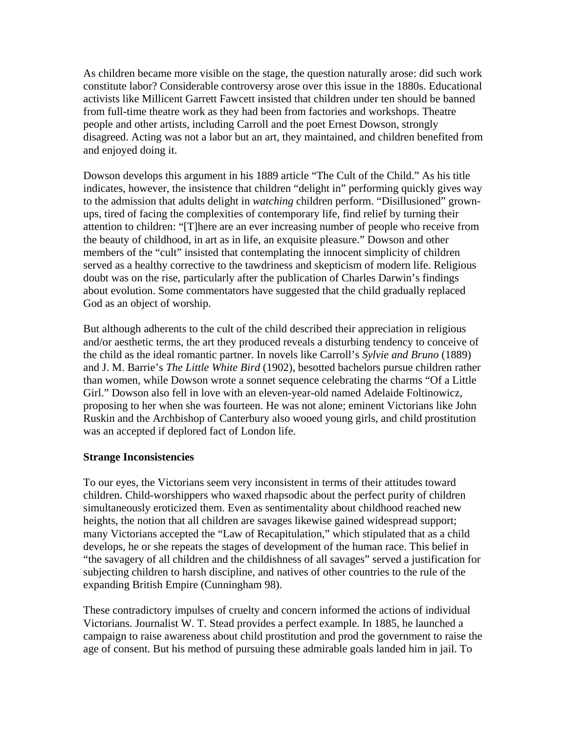As children became more visible on the stage, the question naturally arose: did such work constitute labor? Considerable controversy arose over this issue in the 1880s. Educational activists like Millicent Garrett Fawcett insisted that children under ten should be banned from full-time theatre work as they had been from factories and workshops. Theatre people and other artists, including Carroll and the poet Ernest Dowson, strongly disagreed. Acting was not a labor but an art, they maintained, and children benefited from and enjoyed doing it.

Dowson develops this argument in his 1889 article "The Cult of the Child." As his title indicates, however, the insistence that children "delight in" performing quickly gives way to the admission that adults delight in *watching* children perform. "Disillusioned" grown-ups, tired of facing the complexities of contemporary life, find relief by turning their attention to children: "[T]here are an ever increasing number of people who receive from the beauty of childhood, in art as in life, an exquisite pleasure." Dowson and other members of the "cult" insisted that contemplating the innocent simplicity of children served as a healthy corrective to the tawdriness and skepticism of modern life. Religious doubt was on the rise, particularly after the publication of Charles Darwin's findings about evolution. Some commentators have suggested that the child gradually replaced God as an object of worship.

But although adherents to the cult of the child described their appreciation in religious and/or aesthetic terms, the art they produced reveals a disturbing tendency to conceive of the child as the ideal romantic partner. In novels like Carroll's *Sylvie and Bruno* (1889) and J. M. Barrie's *The Little White Bird* (1902), besotted bachelors pursue children rather than women, while Dowson wrote a sonnet sequence celebrating the charms "Of a Little Girl." Dowson also fell in love with an eleven-year-old named Adelaide Foltinowicz, proposing to her when she was fourteen. He was not alone; eminent Victorians like John Ruskin and the Archbishop of Canterbury also wooed young girls, and child prostitution was an accepted if deplored fact of London life.

**Strange Inconsistencies**

To our eyes, the Victorians seem very inconsistent in terms of their attitudes toward children. Child-worshippers who waxed rhapsodic about the perfect purity of children simultaneously eroticized them. Even as sentimentality about childhood reached new heights, the notion that all children are savages likewise gained widespread support; many Victorians accepted the "Law of Recapitulation," which stipulated that as a child develops, he or she repeats the stages of development of the human race. This belief in "the savagery of all children and the childishness of all savages" served a justification for subjecting children to harsh discipline, and natives of other countries to the rule of the expanding British Empire (Cunningham 98).

These contradictory impulses of cruelty and concern informed the actions of individual Victorians. Journalist W. T. Stead provides a perfect example. In 1885, he launched a campaign to raise awareness about child prostitution and prod the government to raise the age of consent. But his method of pursuing these admirable goals landed him in jail. To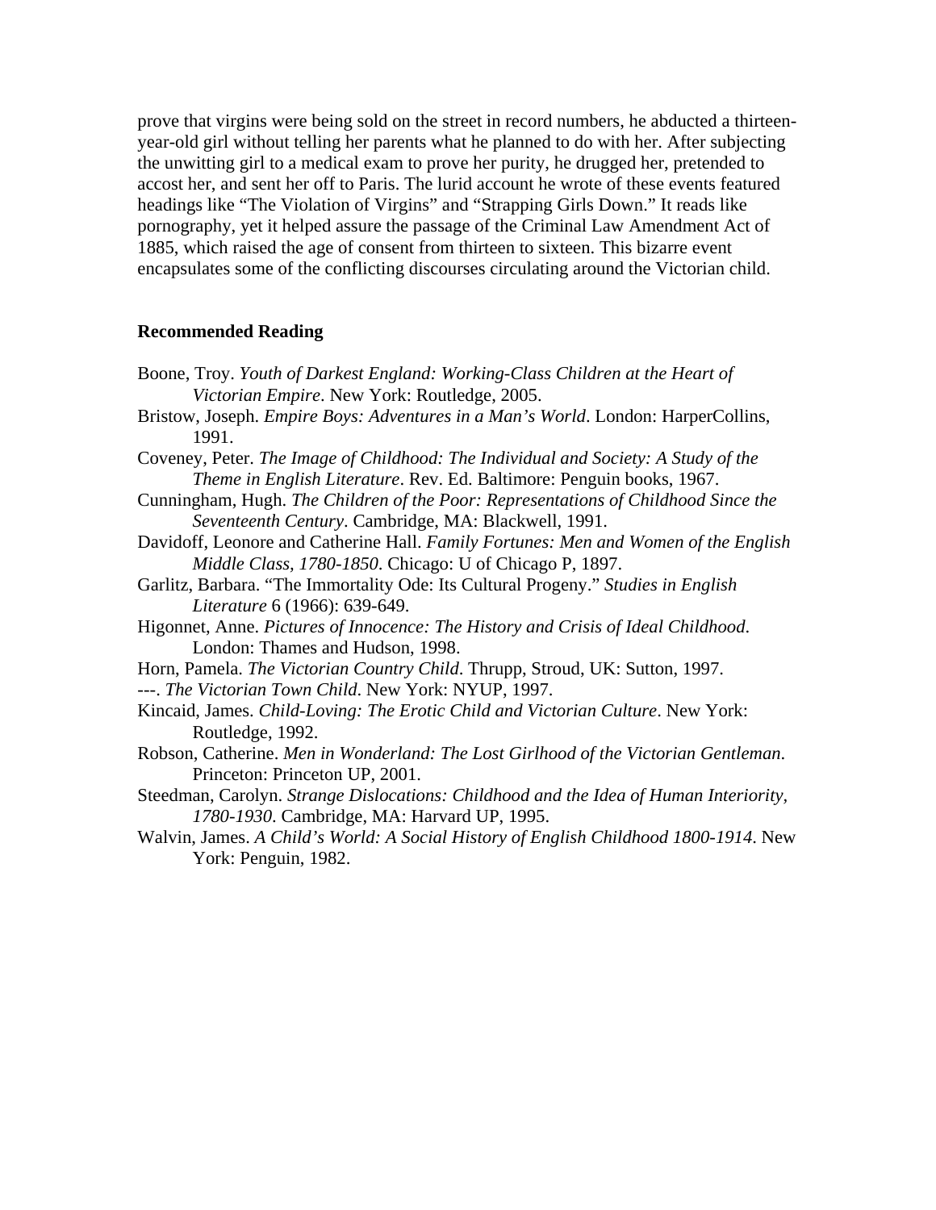prove that virgins were being sold on the street in record numbers, he abducted a thirteen-year-old girl without telling her parents what he planned to do with her. After subjecting the unwitting girl to a medical exam to prove her purity, he drugged her, pretended to accost her, and sent her off to Paris. The lurid account he wrote of these events featured headings like "The Violation of Virgins" and "Strapping Girls Down." It reads like pornography, yet it helped assure the passage of the Criminal Law Amendment Act of 1885, which raised the age of consent from thirteen to sixteen. This bizarre event encapsulates some of the conflicting discourses circulating around the Victorian child.

**Recommended Reading**

Boone, Troy. *Youth of Darkest England: Working-Class Children at the Heart of Victorian Empire*. New York: Routledge, 2005.

Bristow, Joseph. *Empire Boys: Adventures in a Man's World*. London: HarperCollins, 1991.

Coveney, Peter. *The Image of Childhood: The Individual and Society: A Study of the Theme in English Literature*. Rev. Ed. Baltimore: Penguin books, 1967.

Cunningham, Hugh. *The Children of the Poor: Representations of Childhood Since the Seventeenth Century*. Cambridge, MA: Blackwell, 1991.

Davidoff, Leonore and Catherine Hall. *Family Fortunes: Men and Women of the English Middle Class, 1780-1850*. Chicago: U of Chicago P, 1897.

Garlitz, Barbara. "The Immortality Ode: Its Cultural Progeny." *Studies in English Literature* 6 (1966): 639-649.

Higonnet, Anne. *Pictures of Innocence: The History and Crisis of Ideal Childhood*. London: Thames and Hudson, 1998.

Horn, Pamela. *The Victorian Country Child*. Thrupp, Stroud, UK: Sutton, 1997.

---. *The Victorian Town Child*. New York: NYUP, 1997.

Kincaid, James. *Child-Loving: The Erotic Child and Victorian Culture*. New York: Routledge, 1992.

Robson, Catherine. *Men in Wonderland: The Lost Girlhood of the Victorian Gentleman*. Princeton: Princeton UP, 2001.

Steedman, Carolyn. *Strange Dislocations: Childhood and the Idea of Human Interiority, 1780-1930*. Cambridge, MA: Harvard UP, 1995.

Walvin, James. *A Child's World: A Social History of English Childhood 1800-1914*. New York: Penguin, 1982.